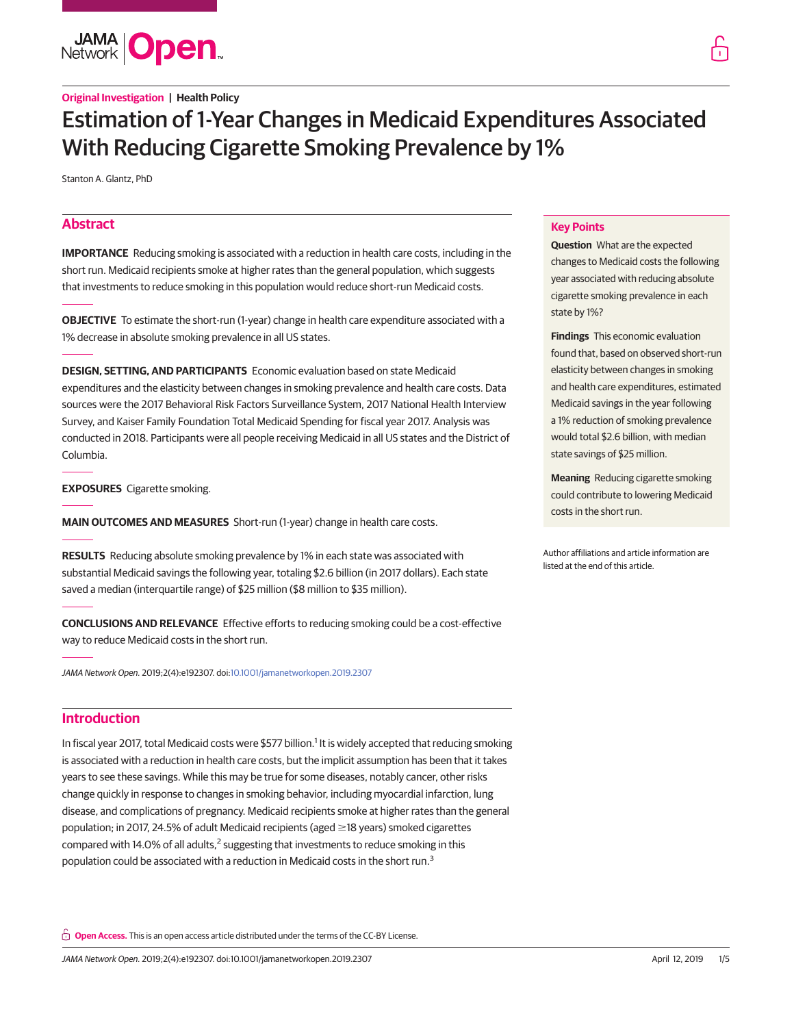Original Investigation | Health Policy

# Estimation of 1-Year Changes in Medicaid Expenditures Associated With Reducing Cigarette Smoking Prevalence by 1%

Stanton A. Glantz, PhD

## Abstract

**IMPORTANCE** Reducing smoking is associated with a reduction in health care costs, including in the short run. Medicaid recipients smoke at higher rates than the general population, which suggests that investments to reduce smoking in this population would reduce short-run Medicaid costs.

**OBJECTIVE** To estimate the short-run (1-year) change in health care expenditure associated with a 1% decrease in absolute smoking prevalence in all US states.

**DESIGN, SETTING, AND PARTICIPANTS** Economic evaluation based on state Medicaid expenditures and the elasticity between changes in smoking prevalence and health care costs. Data sources were the 2017 Behavioral Risk Factors Surveillance System, 2017 National Health Interview Survey, and Kaiser Family Foundation Total Medicaid Spending for fiscal year 2017. Analysis was conducted in 2018. Participants were all people receiving Medicaid in all US states and the District of Columbia.

**EXPOSURES** Cigarette smoking.

**MAIN OUTCOMES AND MEASURES** Short-run (1-year) change in health care costs.

**RESULTS** Reducing absolute smoking prevalence by 1% in each state was associated with substantial Medicaid savings the following year, totaling $2.6 billion (in 2017 dollars). Each state saved a median (interquartile range) of $25 million ($8 million to $35 million).

**CONCLUSIONS AND RELEVANCE** Effective efforts to reducing smoking could be a cost-effective way to reduce Medicaid costs in the short run.

*JAMA Network Open.* 2019;2(4):e192307. doi:10.1001/jamanetworkopen.2019.2307

## Key Points

**Question** What are the expected changes to Medicaid costs the following year associated with reducing absolute cigarette smoking prevalence in each state by 1%?

**Findings** This economic evaluation found that, based on observed short-run elasticity between changes in smoking and health care expenditures, estimated Medicaid savings in the year following a 1% reduction of smoking prevalence would total $2.6 billion, with median state savings of $25 million.

**Meaning** Reducing cigarette smoking could contribute to lowering Medicaid costs in the short run.

Author affiliations and article information are listed at the end of this article.

## Introduction

In fiscal year 2017, total Medicaid costs were $577 billion.[1] It is widely accepted that reducing smoking is associated with a reduction in health care costs, but the implicit assumption has been that it takes years to see these savings. While this may be true for some diseases, notably cancer, other risks change quickly in response to changes in smoking behavior, including myocardial infarction, lung disease, and complications of pregnancy. Medicaid recipients smoke at higher rates than the general population; in 2017, 24.5% of adult Medicaid recipients (aged ≥18 years) smoked cigarettes compared with 14.0% of all adults,[2] suggesting that investments to reduce smoking in this population could be associated with a reduction in Medicaid costs in the short run.[3]

**Open Access.** This is an open access article distributed under the terms of the CC-BY License.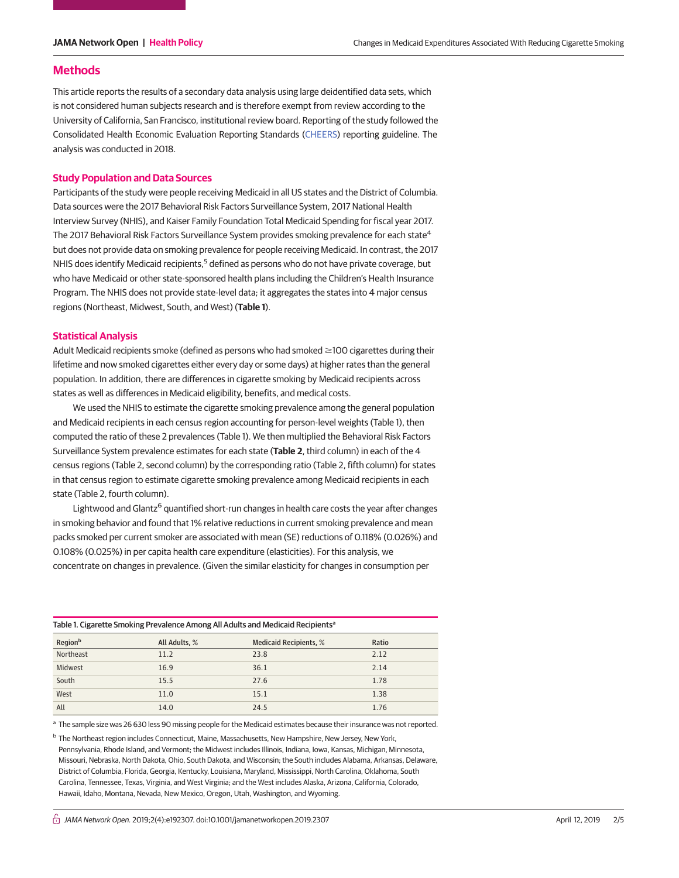## Methods

This article reports the results of a secondary data analysis using large deidentified data sets, which is not considered human subjects research and is therefore exempt from review according to the University of California, San Francisco, institutional review board. Reporting of the study followed the Consolidated Health Economic Evaluation Reporting Standards (CHEERS) reporting guideline. The analysis was conducted in 2018.

### Study Population and Data Sources

Participants of the study were people receiving Medicaid in all US states and the District of Columbia. Data sources were the 2017 Behavioral Risk Factors Surveillance System, 2017 National Health Interview Survey (NHIS), and Kaiser Family Foundation Total Medicaid Spending for fiscal year 2017. The 2017 Behavioral Risk Factors Surveillance System provides smoking prevalence for each state[4] but does not provide data on smoking prevalence for people receiving Medicaid. In contrast, the 2017 NHIS does identify Medicaid recipients,[5] defined as persons who do not have private coverage, but who have Medicaid or other state-sponsored health plans including the Children's Health Insurance Program. The NHIS does not provide state-level data; it aggregates the states into 4 major census regions (Northeast, Midwest, South, and West) (**Table 1**).

### Statistical Analysis

Adult Medicaid recipients smoke (defined as persons who had smoked ≥100 cigarettes during their lifetime and now smoked cigarettes either every day or some days) at higher rates than the general population. In addition, there are differences in cigarette smoking by Medicaid recipients across states as well as differences in Medicaid eligibility, benefits, and medical costs.

We used the NHIS to estimate the cigarette smoking prevalence among the general population and Medicaid recipients in each census region accounting for person-level weights (Table 1), then computed the ratio of these 2 prevalences (Table 1). We then multiplied the Behavioral Risk Factors Surveillance System prevalence estimates for each state (**Table 2**, third column) in each of the 4 census regions (Table 2, second column) by the corresponding ratio (Table 2, fifth column) for states in that census region to estimate cigarette smoking prevalence among Medicaid recipients in each state (Table 2, fourth column).

Lightwood and Glantz[6] quantified short-run changes in health care costs the year after changes in smoking behavior and found that 1% relative reductions in current smoking prevalence and mean packs smoked per current smoker are associated with mean (SE) reductions of 0.118% (0.026%) and 0.108% (0.025%) in per capita health care expenditure (elasticities). For this analysis, we concentrate on changes in prevalence. (Given the similar elasticity for changes in consumption per

Table 1. Cigarette Smoking Prevalence Among All Adults and Medicaid Recipients[a]

| Region[b] | All Adults, % | Medicaid Recipients, % | Ratio |
|---|---|---|---|
| Northeast | 11.2 | 23.8 | 2.12 |
| Midwest | 16.9 | 36.1 | 2.14 |
| South | 15.5 | 27.6 | 1.78 |
| West | 11.0 | 15.1 | 1.38 |
| All | 14.0 | 24.5 | 1.76 |

[a] The sample size was 26 630 less 90 missing people for the Medicaid estimates because their insurance was not reported.

[b] The Northeast region includes Connecticut, Maine, Massachusetts, New Hampshire, New Jersey, New York, Pennsylvania, Rhode Island, and Vermont; the Midwest includes Illinois, Indiana, Iowa, Kansas, Michigan, Minnesota, Missouri, Nebraska, North Dakota, Ohio, South Dakota, and Wisconsin; the South includes Alabama, Arkansas, Delaware, District of Columbia, Florida, Georgia, Kentucky, Louisiana, Maryland, Mississippi, North Carolina, Oklahoma, South Carolina, Tennessee, Texas, Virginia, and West Virginia; and the West includes Alaska, Arizona, California, Colorado, Hawaii, Idaho, Montana, Nevada, New Mexico, Oregon, Utah, Washington, and Wyoming.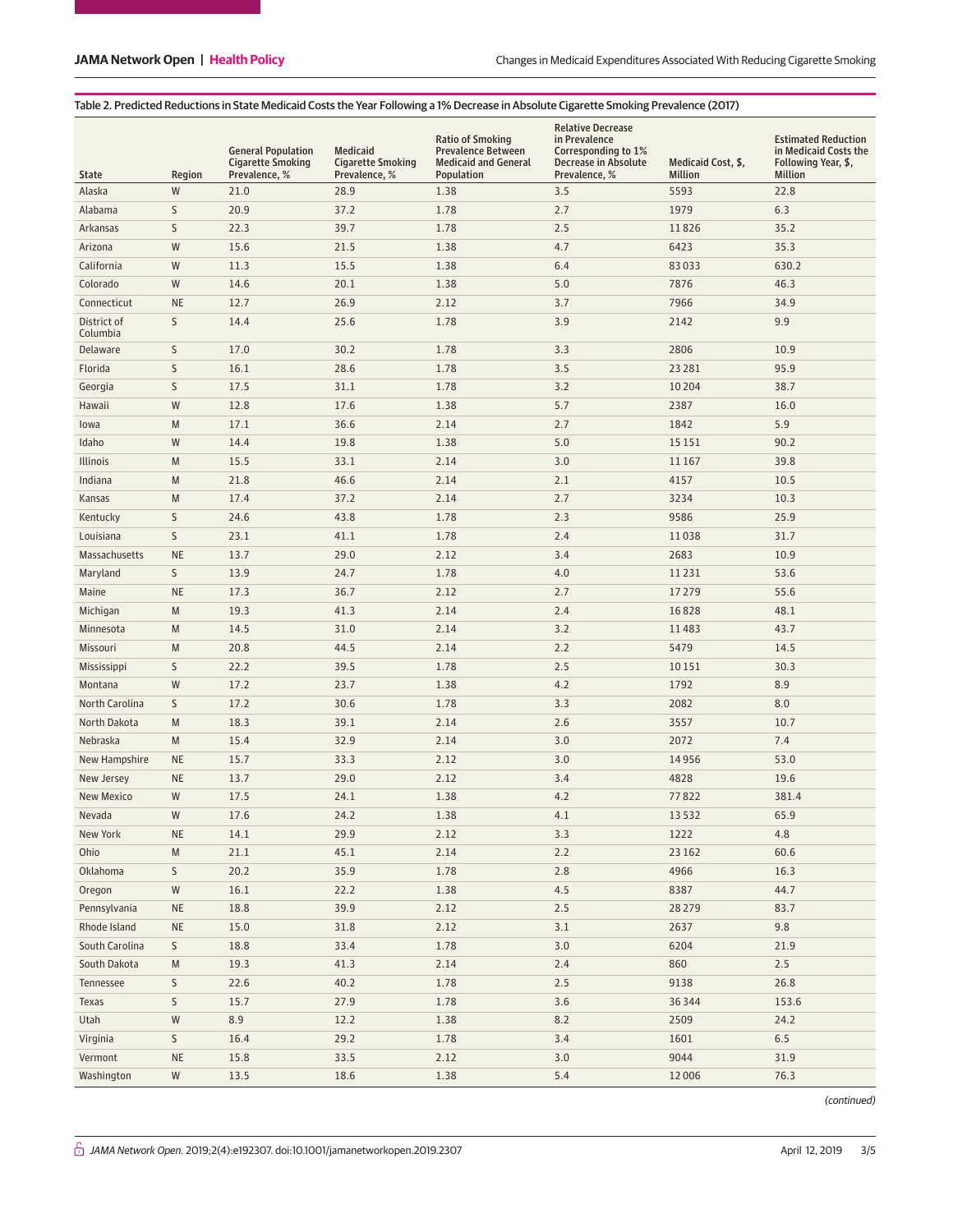Table 2. Predicted Reductions in State Medicaid Costs the Year Following a 1% Decrease in Absolute Cigarette Smoking Prevalence (2017)

| State | Region | General Population Cigarette Smoking Prevalence, % | Medicaid Cigarette Smoking Prevalence, % | Ratio of Smoking Prevalence Between Medicaid and General Population | Relative Decrease in Prevalence Corresponding to 1% Decrease in Absolute Prevalence, % | Medicaid Cost, $, Million | Estimated Reduction in Medicaid Costs the Following Year, $, Million |
|---|---|---|---|---|---|---|---|
| Alaska | W | 21.0 | 28.9 | 1.38 | 3.5 | 5593 | 22.8 |
| Alabama | S | 20.9 | 37.2 | 1.78 | 2.7 | 1979 | 6.3 |
| Arkansas | S | 22.3 | 39.7 | 1.78 | 2.5 | 11 826 | 35.2 |
| Arizona | W | 15.6 | 21.5 | 1.38 | 4.7 | 6423 | 35.3 |
| California | W | 11.3 | 15.5 | 1.38 | 6.4 | 83 033 | 630.2 |
| Colorado | W | 14.6 | 20.1 | 1.38 | 5.0 | 7876 | 46.3 |
| Connecticut | NE | 12.7 | 26.9 | 2.12 | 3.7 | 7966 | 34.9 |
| District of Columbia | S | 14.4 | 25.6 | 1.78 | 3.9 | 2142 | 9.9 |
| Delaware | S | 17.0 | 30.2 | 1.78 | 3.3 | 2806 | 10.9 |
| Florida | S | 16.1 | 28.6 | 1.78 | 3.5 | 23 281 | 95.9 |
| Georgia | S | 17.5 | 31.1 | 1.78 | 3.2 | 10 204 | 38.7 |
| Hawaii | W | 12.8 | 17.6 | 1.38 | 5.7 | 2387 | 16.0 |
| Iowa | M | 17.1 | 36.6 | 2.14 | 2.7 | 1842 | 5.9 |
| Idaho | W | 14.4 | 19.8 | 1.38 | 5.0 | 15 151 | 90.2 |
| Illinois | M | 15.5 | 33.1 | 2.14 | 3.0 | 11 167 | 39.8 |
| Indiana | M | 21.8 | 46.6 | 2.14 | 2.1 | 4157 | 10.5 |
| Kansas | M | 17.4 | 37.2 | 2.14 | 2.7 | 3234 | 10.3 |
| Kentucky | S | 24.6 | 43.8 | 1.78 | 2.3 | 9586 | 25.9 |
| Louisiana | S | 23.1 | 41.1 | 1.78 | 2.4 | 11 038 | 31.7 |
| Massachusetts | NE | 13.7 | 29.0 | 2.12 | 3.4 | 2683 | 10.9 |
| Maryland | S | 13.9 | 24.7 | 1.78 | 4.0 | 11 231 | 53.6 |
| Maine | NE | 17.3 | 36.7 | 2.12 | 2.7 | 17 279 | 55.6 |
| Michigan | M | 19.3 | 41.3 | 2.14 | 2.4 | 16 828 | 48.1 |
| Minnesota | M | 14.5 | 31.0 | 2.14 | 3.2 | 11 483 | 43.7 |
| Missouri | M | 20.8 | 44.5 | 2.14 | 2.2 | 5479 | 14.5 |
| Mississippi | S | 22.2 | 39.5 | 1.78 | 2.5 | 10 151 | 30.3 |
| Montana | W | 17.2 | 23.7 | 1.38 | 4.2 | 1792 | 8.9 |
| North Carolina | S | 17.2 | 30.6 | 1.78 | 3.3 | 2082 | 8.0 |
| North Dakota | M | 18.3 | 39.1 | 2.14 | 2.6 | 3557 | 10.7 |
| Nebraska | M | 15.4 | 32.9 | 2.14 | 3.0 | 2072 | 7.4 |
| New Hampshire | NE | 15.7 | 33.3 | 2.12 | 3.0 | 14 956 | 53.0 |
| New Jersey | NE | 13.7 | 29.0 | 2.12 | 3.4 | 4828 | 19.6 |
| New Mexico | W | 17.5 | 24.1 | 1.38 | 4.2 | 77 822 | 381.4 |
| Nevada | W | 17.6 | 24.2 | 1.38 | 4.1 | 13 532 | 65.9 |
| New York | NE | 14.1 | 29.9 | 2.12 | 3.3 | 1222 | 4.8 |
| Ohio | M | 21.1 | 45.1 | 2.14 | 2.2 | 23 162 | 60.6 |
| Oklahoma | S | 20.2 | 35.9 | 1.78 | 2.8 | 4966 | 16.3 |
| Oregon | W | 16.1 | 22.2 | 1.38 | 4.5 | 8387 | 44.7 |
| Pennsylvania | NE | 18.8 | 39.9 | 2.12 | 2.5 | 28 279 | 83.7 |
| Rhode Island | NE | 15.0 | 31.8 | 2.12 | 3.1 | 2637 | 9.8 |
| South Carolina | S | 18.8 | 33.4 | 1.78 | 3.0 | 6204 | 21.9 |
| South Dakota | M | 19.3 | 41.3 | 2.14 | 2.4 | 860 | 2.5 |
| Tennessee | S | 22.6 | 40.2 | 1.78 | 2.5 | 9138 | 26.8 |
| Texas | S | 15.7 | 27.9 | 1.78 | 3.6 | 36 344 | 153.6 |
| Utah | W | 8.9 | 12.2 | 1.38 | 8.2 | 2509 | 24.2 |
| Virginia | S | 16.4 | 29.2 | 1.78 | 3.4 | 1601 | 6.5 |
| Vermont | NE | 15.8 | 33.5 | 2.12 | 3.0 | 9044 | 31.9 |
| Washington | W | 13.5 | 18.6 | 1.38 | 5.4 | 12 006 | 76.3 |

(continued)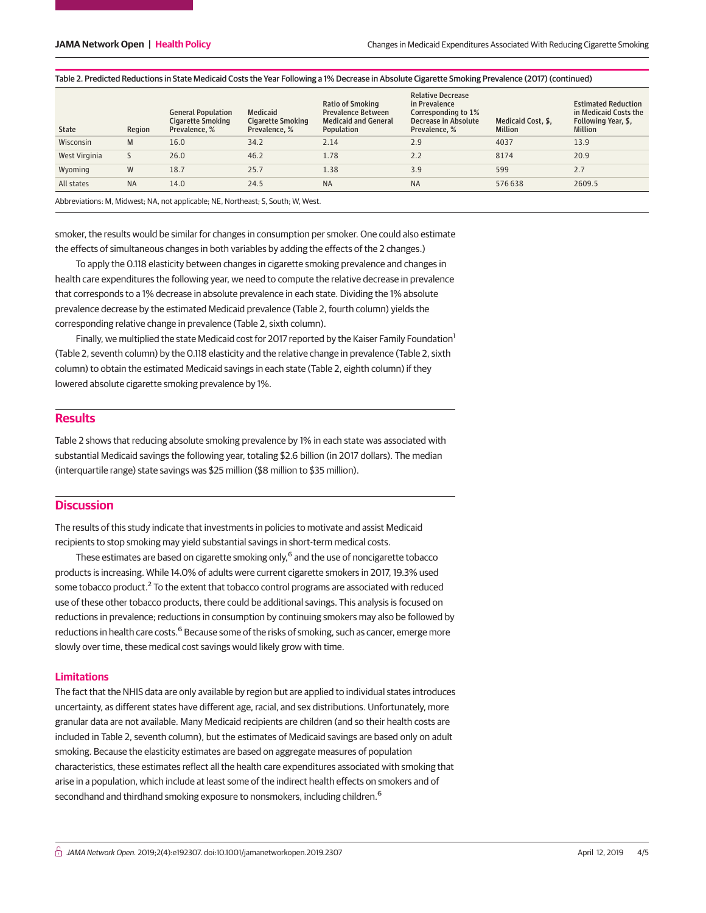Table 2. Predicted Reductions in State Medicaid Costs the Year Following a 1% Decrease in Absolute Cigarette Smoking Prevalence (2017) (continued)

| State | Region | General Population Cigarette Smoking Prevalence, % | Medicaid Cigarette Smoking Prevalence, % | Ratio of Smoking Prevalence Between Medicaid and General Population | Relative Decrease in Prevalence Corresponding to 1% Decrease in Absolute Prevalence, % | Medicaid Cost, $, Million | Estimated Reduction in Medicaid Costs the Following Year, $, Million |
|---|---|---|---|---|---|---|---|
| Wisconsin | M | 16.0 | 34.2 | 2.14 | 2.9 | 4037 | 13.9 |
| West Virginia | S | 26.0 | 46.2 | 1.78 | 2.2 | 8174 | 20.9 |
| Wyoming | W | 18.7 | 25.7 | 1.38 | 3.9 | 599 | 2.7 |
| All states | NA | 14.0 | 24.5 | NA | NA | 576 638 | 2609.5 |

Abbreviations: M, Midwest; NA, not applicable; NE, Northeast; S, South; W, West.

smoker, the results would be similar for changes in consumption per smoker. One could also estimate the effects of simultaneous changes in both variables by adding the effects of the 2 changes.)

To apply the 0.118 elasticity between changes in cigarette smoking prevalence and changes in health care expenditures the following year, we need to compute the relative decrease in prevalence that corresponds to a 1% decrease in absolute prevalence in each state. Dividing the 1% absolute prevalence decrease by the estimated Medicaid prevalence (Table 2, fourth column) yields the corresponding relative change in prevalence (Table 2, sixth column).

Finally, we multiplied the state Medicaid cost for 2017 reported by the Kaiser Family Foundation[1] (Table 2, seventh column) by the 0.118 elasticity and the relative change in prevalence (Table 2, sixth column) to obtain the estimated Medicaid savings in each state (Table 2, eighth column) if they lowered absolute cigarette smoking prevalence by 1%.

## Results

Table 2 shows that reducing absolute smoking prevalence by 1% in each state was associated with substantial Medicaid savings the following year, totaling $2.6 billion (in 2017 dollars). The median (interquartile range) state savings was $25 million ($8 million to $35 million).

## Discussion

The results of this study indicate that investments in policies to motivate and assist Medicaid recipients to stop smoking may yield substantial savings in short-term medical costs.

These estimates are based on cigarette smoking only,[6] and the use of noncigarette tobacco products is increasing. While 14.0% of adults were current cigarette smokers in 2017, 19.3% used some tobacco product.[2] To the extent that tobacco control programs are associated with reduced use of these other tobacco products, there could be additional savings. This analysis is focused on reductions in prevalence; reductions in consumption by continuing smokers may also be followed by reductions in health care costs.[6] Because some of the risks of smoking, such as cancer, emerge more slowly over time, these medical cost savings would likely grow with time.

### Limitations

The fact that the NHIS data are only available by region but are applied to individual states introduces uncertainty, as different states have different age, racial, and sex distributions. Unfortunately, more granular data are not available. Many Medicaid recipients are children (and so their health costs are included in Table 2, seventh column), but the estimates of Medicaid savings are based only on adult smoking. Because the elasticity estimates are based on aggregate measures of population characteristics, these estimates reflect all the health care expenditures associated with smoking that arise in a population, which include at least some of the indirect health effects on smokers and of secondhand and thirdhand smoking exposure to nonsmokers, including children.[6]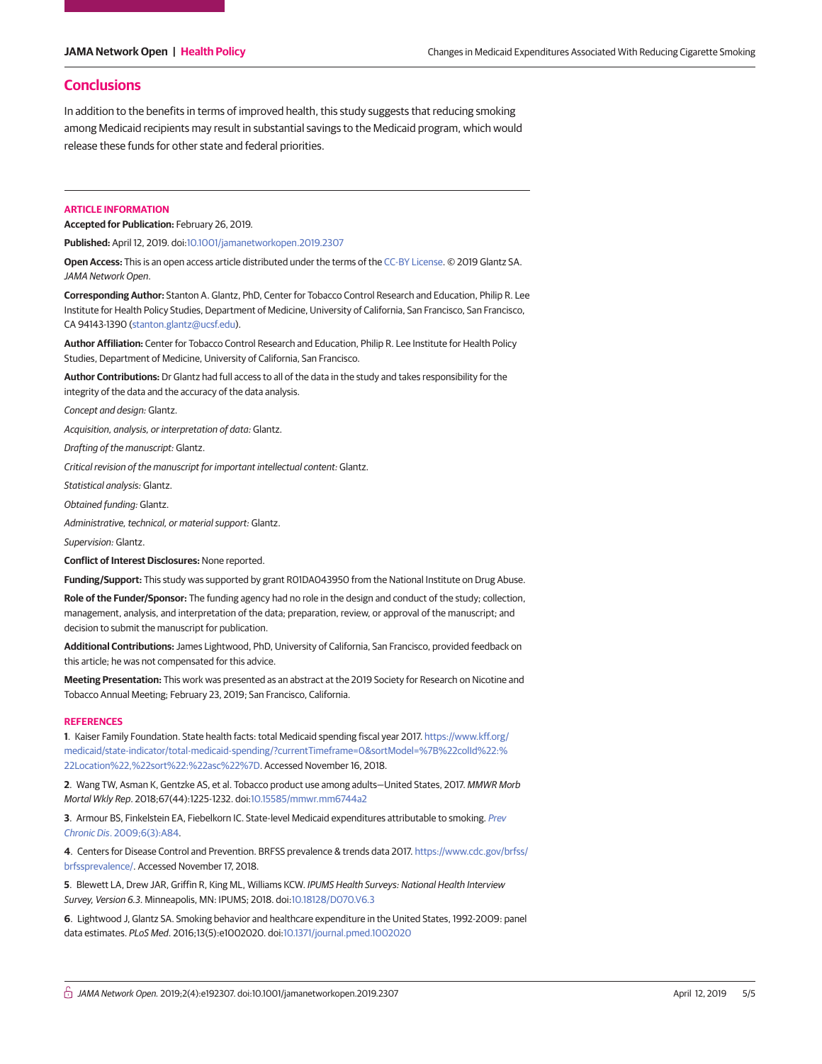## Conclusions

In addition to the benefits in terms of improved health, this study suggests that reducing smoking among Medicaid recipients may result in substantial savings to the Medicaid program, which would release these funds for other state and federal priorities.

---

### ARTICLE INFORMATION

**Accepted for Publication:** February 26, 2019.

**Published:** April 12, 2019. doi:10.1001/jamanetworkopen.2019.2307

**Open Access:** This is an open access article distributed under the terms of the CC-BY License. © 2019 Glantz SA. *JAMA Network Open*.

**Corresponding Author:** Stanton A. Glantz, PhD, Center for Tobacco Control Research and Education, Philip R. Lee Institute for Health Policy Studies, Department of Medicine, University of California, San Francisco, San Francisco, CA 94143-1390 (stanton.glantz@ucsf.edu).

**Author Affiliation:** Center for Tobacco Control Research and Education, Philip R. Lee Institute for Health Policy Studies, Department of Medicine, University of California, San Francisco.

**Author Contributions:** Dr Glantz had full access to all of the data in the study and takes responsibility for the integrity of the data and the accuracy of the data analysis.

*Concept and design:* Glantz.

*Acquisition, analysis, or interpretation of data:* Glantz.

*Drafting of the manuscript:* Glantz.

*Critical revision of the manuscript for important intellectual content:* Glantz.

*Statistical analysis:* Glantz.

*Obtained funding:* Glantz.

*Administrative, technical, or material support:* Glantz.

*Supervision:* Glantz.

**Conflict of Interest Disclosures:** None reported.

**Funding/Support:** This study was supported by grant R01DA043950 from the National Institute on Drug Abuse.

**Role of the Funder/Sponsor:** The funding agency had no role in the design and conduct of the study; collection, management, analysis, and interpretation of the data; preparation, review, or approval of the manuscript; and decision to submit the manuscript for publication.

**Additional Contributions:** James Lightwood, PhD, University of California, San Francisco, provided feedback on this article; he was not compensated for this advice.

**Meeting Presentation:** This work was presented as an abstract at the 2019 Society for Research on Nicotine and Tobacco Annual Meeting; February 23, 2019; San Francisco, California.

### REFERENCES

1. Kaiser Family Foundation. State health facts: total Medicaid spending fiscal year 2017. https://www.kff.org/medicaid/state-indicator/total-medicaid-spending/?currentTimeframe=0&sortModel=%7B%22colId%22:%22Location%22,%22sort%22:%22asc%22%7D. Accessed November 16, 2018.

2. Wang TW, Asman K, Gentzke AS, et al. Tobacco product use among adults—United States, 2017. *MMWR Morb Mortal Wkly Rep*. 2018;67(44):1225-1232. doi:10.15585/mmwr.mm6744a2

3. Armour BS, Finkelstein EA, Fiebelkorn IC. State-level Medicaid expenditures attributable to smoking. *Prev Chronic Dis*. 2009;6(3):A84.

4. Centers for Disease Control and Prevention. BRFSS prevalence & trends data 2017. https://www.cdc.gov/brfss/brfssprevalence/. Accessed November 17, 2018.

5. Blewett LA, Drew JAR, Griffin R, King ML, Williams KCW. *IPUMS Health Surveys: National Health Interview Survey, Version 6.3*. Minneapolis, MN: IPUMS; 2018. doi:10.18128/D070.V6.3

6. Lightwood J, Glantz SA. Smoking behavior and healthcare expenditure in the United States, 1992-2009: panel data estimates. *PLoS Med*. 2016;13(5):e1002020. doi:10.1371/journal.pmed.1002020